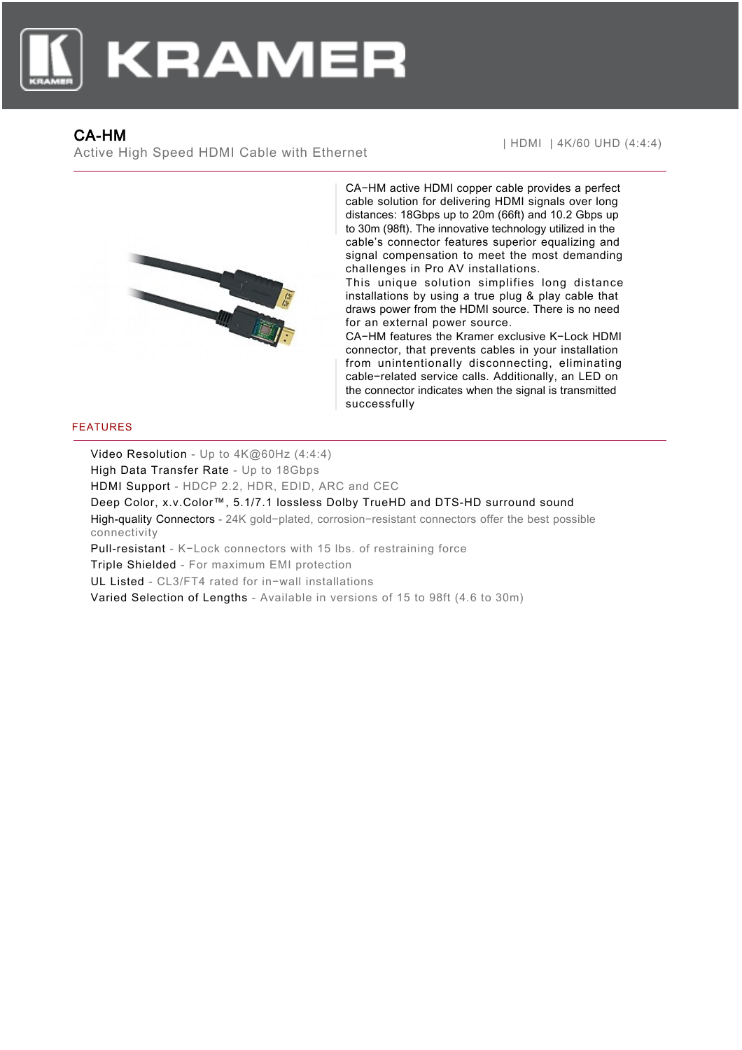KRAMER

# CA-HM

Active High Speed HDMI Cable with Ethernet

| HDMI | 4K/60 UHD (4:4:4)

CA−HM active HDMI copper cable provides a perfect cable solution for delivering HDMI signals over long distances: 18Gbps up to 20m (66ft) and 10.2 Gbps up to 30m (98ft). The innovative technology utilized in the cable's connector features superior equalizing and signal compensation to meet the most demanding challenges in Pro AV installations.

This unique solution simplifies long distance installations by using a true plug & play cable that draws power from the HDMI source. There is no need for an external power source.

CA−HM features the Kramer exclusive K−Lock HDMI connector, that prevents cables in your installation from unintentionally disconnecting, eliminating cable−related service calls. Additionally, an LED on the connector indicates when the signal is transmitted successfully

## FEATURES

- Video Resolution - Up to 4K@60Hz (4:4:4)
- High Data Transfer Rate - Up to 18Gbps
- HDMI Support - HDCP 2.2, HDR, EDID, ARC and CEC
- Deep Color, x.v.Color™, 5.1/7.1 lossless Dolby TrueHD and DTS-HD surround sound
- High-quality Connectors - 24K gold−plated, corrosion−resistant connectors offer the best possible connectivity
- Pull-resistant - K−Lock connectors with 15 lbs. of restraining force
- Triple Shielded - For maximum EMI protection
- UL Listed - CL3/FT4 rated for in−wall installations
- Varied Selection of Lengths - Available in versions of 15 to 98ft (4.6 to 30m)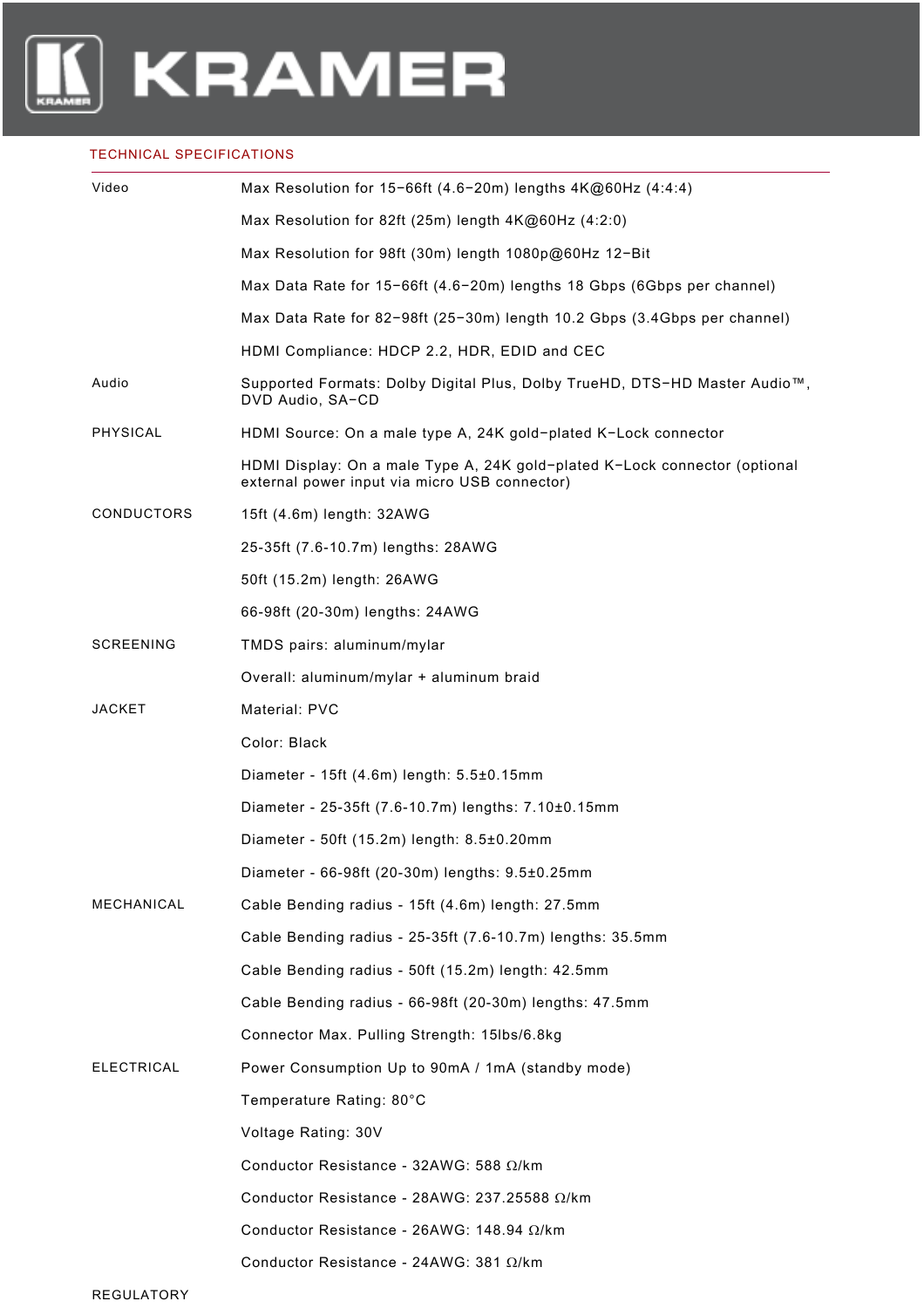## TECHNICAL SPECIFICATIONS

| | |
|---|---|
| Video | Max Resolution for 15−66ft (4.6−20m) lengths 4K@60Hz (4:4:4) |
| | Max Resolution for 82ft (25m) length 4K@60Hz (4:2:0) |
| | Max Resolution for 98ft (30m) length 1080p@60Hz 12−Bit |
| | Max Data Rate for 15−66ft (4.6−20m) lengths 18 Gbps (6Gbps per channel) |
| | Max Data Rate for 82−98ft (25−30m) length 10.2 Gbps (3.4Gbps per channel) |
| | HDMI Compliance: HDCP 2.2, HDR, EDID and CEC |
| Audio | Supported Formats: Dolby Digital Plus, Dolby TrueHD, DTS−HD Master Audio™, DVD Audio, SA−CD |
| PHYSICAL | HDMI Source: On a male type A, 24K gold−plated K−Lock connector |
| | HDMI Display: On a male Type A, 24K gold−plated K−Lock connector (optional external power input via micro USB connector) |
| CONDUCTORS | 15ft (4.6m) length: 32AWG |
| | 25-35ft (7.6-10.7m) lengths: 28AWG |
| | 50ft (15.2m) length: 26AWG |
| | 66-98ft (20-30m) lengths: 24AWG |
| SCREENING | TMDS pairs: aluminum/mylar |
| | Overall: aluminum/mylar + aluminum braid |
| JACKET | Material: PVC |
| | Color: Black |
| | Diameter - 15ft (4.6m) length: 5.5±0.15mm |
| | Diameter - 25-35ft (7.6-10.7m) lengths: 7.10±0.15mm |
| | Diameter - 50ft (15.2m) length: 8.5±0.20mm |
| | Diameter - 66-98ft (20-30m) lengths: 9.5±0.25mm |
| MECHANICAL | Cable Bending radius - 15ft (4.6m) length: 27.5mm |
| | Cable Bending radius - 25-35ft (7.6-10.7m) lengths: 35.5mm |
| | Cable Bending radius - 50ft (15.2m) length: 42.5mm |
| | Cable Bending radius - 66-98ft (20-30m) lengths: 47.5mm |
| | Connector Max. Pulling Strength: 15lbs/6.8kg |
| ELECTRICAL | Power Consumption Up to 90mA / 1mA (standby mode) |
| | Temperature Rating: 80°C |
| | Voltage Rating: 30V |
| | Conductor Resistance - 32AWG: 588 Ω/km |
| | Conductor Resistance - 28AWG: 237.25588 Ω/km |
| | Conductor Resistance - 26AWG: 148.94 Ω/km |
| | Conductor Resistance - 24AWG: 381 Ω/km |
| REGULATORY | |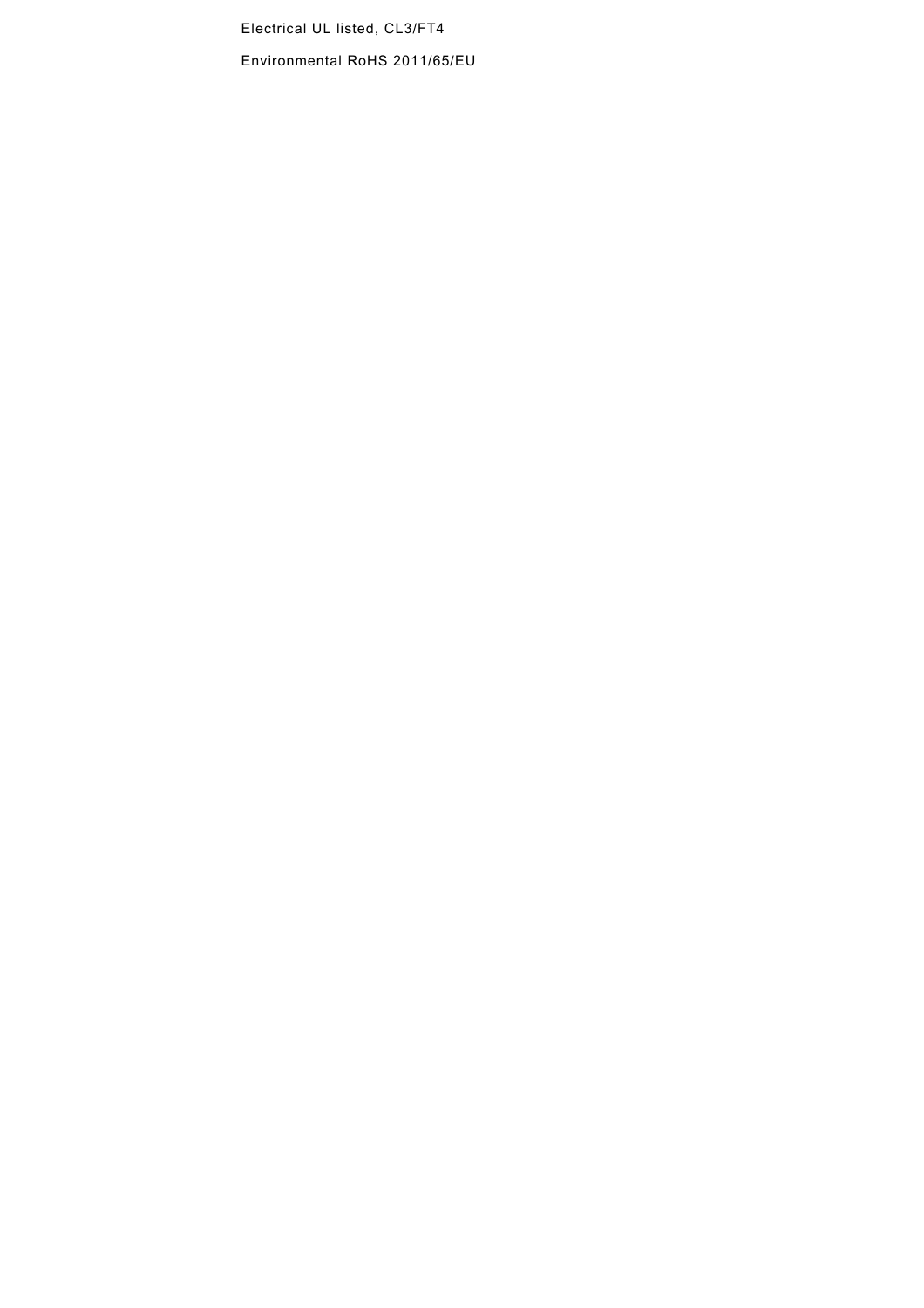Electrical UL listed, CL3/FT4

Environmental RoHS 2011/65/EU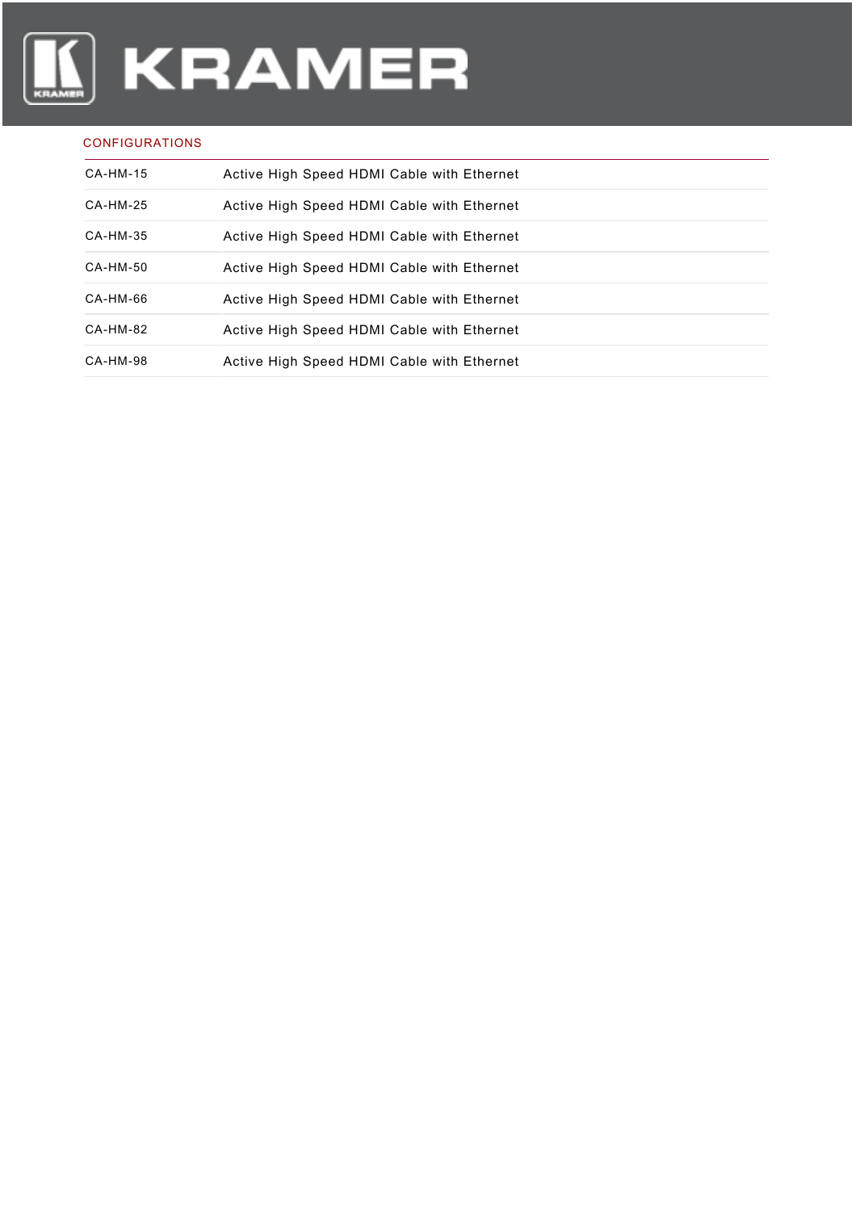## CONFIGURATIONS

| | |
|---|---|
| CA-HM-15 | Active High Speed HDMI Cable with Ethernet |
| CA-HM-25 | Active High Speed HDMI Cable with Ethernet |
| CA-HM-35 | Active High Speed HDMI Cable with Ethernet |
| CA-HM-50 | Active High Speed HDMI Cable with Ethernet |
| CA-HM-66 | Active High Speed HDMI Cable with Ethernet |
| CA-HM-82 | Active High Speed HDMI Cable with Ethernet |
| CA-HM-98 | Active High Speed HDMI Cable with Ethernet |